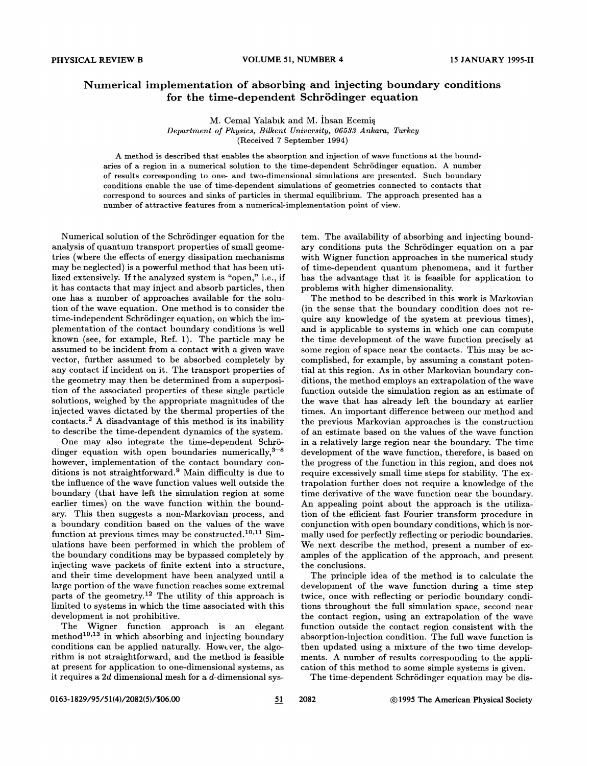# Numerical implementation of absorbing and injecting boundary conditions for the time-dependent Schrödinger equation

M. Cemal Yalabık and M. İhsan Ecemiş

*Department of Physics, Bilkent University, 06533 Ankara, Turkey*

(Received 7 September 1994)

A method is described that enables the absorption and injection of wave functions at the boundaries of a region in a numerical solution to the time-dependent Schrödinger equation. A number of results corresponding to one- and two-dimensional simulations are presented. Such boundary conditions enable the use of time-dependent simulations of geometries connected to contacts that correspond to sources and sinks of particles in thermal equilibrium. The approach presented has a number of attractive features from a numerical-implementation point of view.

Numerical solution of the Schrödinger equation for the analysis of quantum transport properties of small geometries (where the effects of energy dissipation mechanisms may be neglected) is a powerful method that has been utilized extensively. If the analyzed system is "open," i.e., if it has contacts that may inject and absorb particles, then one has a number of approaches available for the solution of the wave equation. One method is to consider the time-independent Schrödinger equation, on which the implementation of the contact boundary conditions is well known (see, for example, Ref. 1). The particle may be assumed to be incident from a contact with a given wave vector, further assumed to be absorbed completely by any contact if incident on it. The transport properties of the geometry may then be determined from a superposition of the associated properties of these single particle solutions, weighed by the appropriate magnitudes of the injected waves dictated by the thermal properties of the contacts.[2] A disadvantage of this method is its inability to describe the time-dependent dynamics of the system.

One may also integrate the time-dependent Schrödinger equation with open boundaries numerically,[3–8] however, implementation of the contact boundary conditions is not straightforward.[9] Main difficulty is due to the influence of the wave function values well outside the boundary (that have left the simulation region at some earlier times) on the wave function within the boundary. This then suggests a non-Markovian process, and a boundary condition based on the values of the wave function at previous times may be constructed.[10,11] Simulations have been performed in which the problem of the boundary conditions may be bypassed completely by injecting wave packets of finite extent into a structure, and their time development have been analyzed until a large portion of the wave function reaches some extremal parts of the geometry.[12] The utility of this approach is limited to systems in which the time associated with this development is not prohibitive.

The Wigner function approach is an elegant method[10,13] in which absorbing and injecting boundary conditions can be applied naturally. However, the algorithm is not straightforward, and the method is feasible at present for application to one-dimensional systems, as it requires a $2d$ dimensional mesh for a $d$-dimensional system. The availability of absorbing and injecting boundary conditions puts the Schrödinger equation on a par with Wigner function approaches in the numerical study of time-dependent quantum phenomena, and it further has the advantage that it is feasible for application to problems with higher dimensionality.

The method to be described in this work is Markovian (in the sense that the boundary condition does not require any knowledge of the system at previous times), and is applicable to systems in which one can compute the time development of the wave function precisely at some region of space near the contacts. This may be accomplished, for example, by assuming a constant potential at this region. As in other Markovian boundary conditions, the method employs an extrapolation of the wave function outside the simulation region as an estimate of the wave that has already left the boundary at earlier times. An important difference between our method and the previous Markovian approaches is the construction of an estimate based on the values of the wave function in a relatively large region near the boundary. The time development of the wave function, therefore, is based on the progress of the function in this region, and does not require excessively small time steps for stability. The extrapolation further does not require a knowledge of the time derivative of the wave function near the boundary. An appealing point about the approach is the utilization of the efficient fast Fourier transform procedure in conjunction with open boundary conditions, which is normally used for perfectly reflecting or periodic boundaries. We next describe the method, present a number of examples of the application of the approach, and present the conclusions.

The principle idea of the method is to calculate the development of the wave function during a time step twice, once with reflecting or periodic boundary conditions throughout the full simulation space, second near the contact region, using an extrapolation of the wave function outside the contact region consistent with the absorption-injection condition. The full wave function is then updated using a mixture of the two time developments. A number of results corresponding to the application of this method to some simple systems is given.

The time-dependent Schrödinger equation may be dis-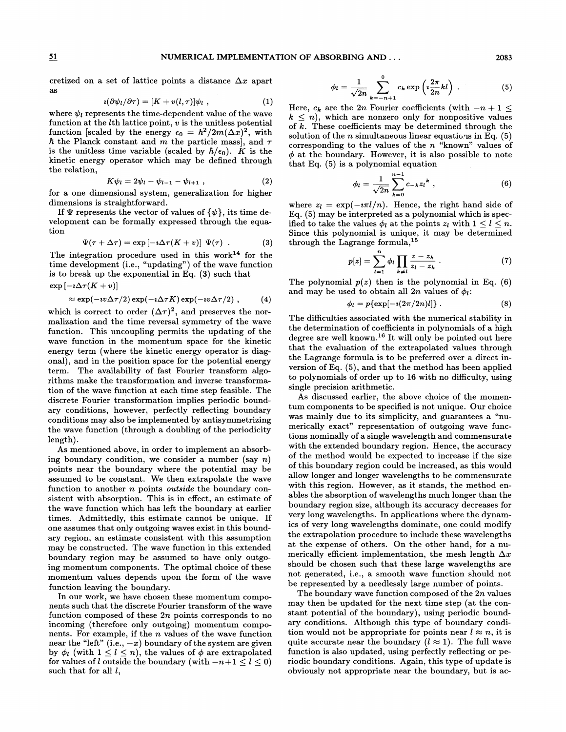cretized on a set of lattice points a distance $\Delta x$ apart as

$$\imath(\partial\psi_l/\partial\tau) = [K + v(l,\tau)]\psi_l \ , \tag{1}$$

where $\psi_l$ represents the time-dependent value of the wave function at the $l$th lattice point, $v$ is the unitless potential function [scaled by the energy $\epsilon_0 = \hbar^2/2m(\Delta x)^2$, with $\hbar$ the Planck constant and $m$ the particle mass], and $\tau$ is the unitless time variable (scaled by $\hbar/\epsilon_0$). $K$ is the kinetic energy operator which may be defined through the relation,

$$K\psi_l = 2\psi_l - \psi_{l-1} - \psi_{l+1} \ , \tag{2}$$

for a one dimensional system, generalization for higher dimensions is straightforward.

If $\Psi$ represents the vector of values of $\{\psi\}$, its time development can be formally expressed through the equation

$$\Psi(\tau + \Delta\tau) = \exp\left[-\imath\Delta\tau(K+v)\right] \ \Psi(\tau) \ . \tag{3}$$

The integration procedure used in this work[14] for the time development (i.e., "updating") of the wave function is to break up the exponential in Eq. (3) such that

$$\exp\left[-\imath\Delta\tau(K+v)\right] \approx \exp(-\imath v\Delta\tau/2)\exp(-\imath\Delta\tau K)\exp(-\imath v\Delta\tau/2) \ , \tag{4}$$

which is correct to order $(\Delta\tau)^2$, and preserves the normalization and the time reversal symmetry of the wave function. This uncoupling permits the updating of the wave function in the momentum space for the kinetic energy term (where the kinetic energy operator is diagonal), and in the position space for the potential energy term. The availability of fast Fourier transform algorithms make the transformation and inverse transformation of the wave function at each time step feasible. The discrete Fourier transformation implies periodic boundary conditions, however, perfectly reflecting boundary conditions may also be implemented by antisymmetrizing the wave function (through a doubling of the periodicity length).

As mentioned above, in order to implement an absorbing boundary condition, we consider a number (say $n$) points near the boundary where the potential may be assumed to be constant. We then extrapolate the wave function to another $n$ points *outside* the boundary consistent with absorption. This is in effect, an estimate of the wave function which has left the boundary at earlier times. Admittedly, this estimate cannot be unique. If one assumes that only outgoing waves exist in this boundary region, an estimate consistent with this assumption may be constructed. The wave function in this extended boundary region may be assumed to have only outgoing momentum components. The optimal choice of these momentum values depends upon the form of the wave function leaving the boundary.

In our work, we have chosen these momentum components such that the discrete Fourier transform of the wave function composed of these $2n$ points corresponds to no incoming (therefore only outgoing) momentum components. For example, if the $n$ values of the wave function near the "left" ($-x$) boundary of the system are given by $\phi_l$ (with $1 \leq l \leq n$), the values of $\phi$ are extrapolated for values of $l$ outside the boundary (with $-n+1 \leq l \leq 0$) such that for all $l$,

$$\phi_l = \frac{1}{\sqrt{2n}} \sum_{k=-n+1}^{0} c_k \exp\left(\imath\frac{2\pi}{2n}kl\right) \ . \tag{5}$$

Here, $c_k$ are the $2n$ Fourier coefficients (with $-n+1 \leq k \leq n$), which are nonzero only for nonpositive values of $k$. These coefficients may be determined through the solution of the $n$ simultaneous linear equations in Eq. (5) corresponding to the values of the $n$ "known" values of $\phi$ at the boundary. However, it is also possible to note that Eq. (5) is a polynomial equation

$$\phi_l = \frac{1}{\sqrt{2n}} \sum_{k=0}^{n-1} c_{-k} z_l{}^k \ , \tag{6}$$

where $z_l = \exp(-\imath\pi l/n)$. Hence, the right hand side of Eq. (5) may be interpreted as a polynomial which is specified to take the values $\phi_l$ at the points $z_l$ with $1 \leq l \leq n$. Since this polynomial is unique, it may be determined through the Lagrange formula,[15]

$$p[z] = \sum_{l=1}^{n} \phi_l \prod_{k \neq l} \frac{z - z_k}{z_l - z_k} \ . \tag{7}$$

The polynomial $p(z)$ then is the polynomial in Eq. (6) and may be used to obtain all $2n$ values of $\phi_l$:

$$\phi_l = p\{\exp[-\imath(2\pi/2n)l]\} \ . \tag{8}$$

The difficulties associated with the numerical stability in the determination of coefficients in polynomials of a high degree are well known.[16] It will only be pointed out here that the evaluation of the extrapolated values through the Lagrange formula is to be preferred over a direct inversion of Eq. (5), and that the method has been applied to polynomials of order up to 16 with no difficulty, using single precision arithmetic.

As discussed earlier, the above choice of the momentum components to be specified is not unique. Our choice was mainly due to its simplicity, and guarantees a "numerically exact" representation of outgoing wave functions nominally of a single wavelength and commensurate with the extended boundary region. Hence, the accuracy of the method would be expected to increase if the size of this boundary region could be increased, as this would allow longer and longer wavelengths to be commensurate with this region. However, as it stands, the method enables the absorption of wavelengths much longer than the boundary region size, although its accuracy decreases for very long wavelengths. In applications where the dynamics of very long wavelengths dominate, one could modify the extrapolation procedure to include these wavelengths at the expense of others. On the other hand, for a numerically efficient implementation, the mesh length $\Delta x$ should be chosen such that these large wavelengths are not generated, i.e., a smooth wave function should not be represented by a needlessly large number of points.

The boundary wave function composed of the $2n$ values may then be updated for the next time step (at the constant potential of the boundary), using periodic boundary conditions. Although this type of boundary condition would not be appropriate for points near $l \approx n$, it is quite accurate near the boundary ($l \approx 1$). The full wave function is also updated, using perfectly reflecting or periodic boundary conditions. Again, this type of update is obviously not appropriate near the boundary, but is ac-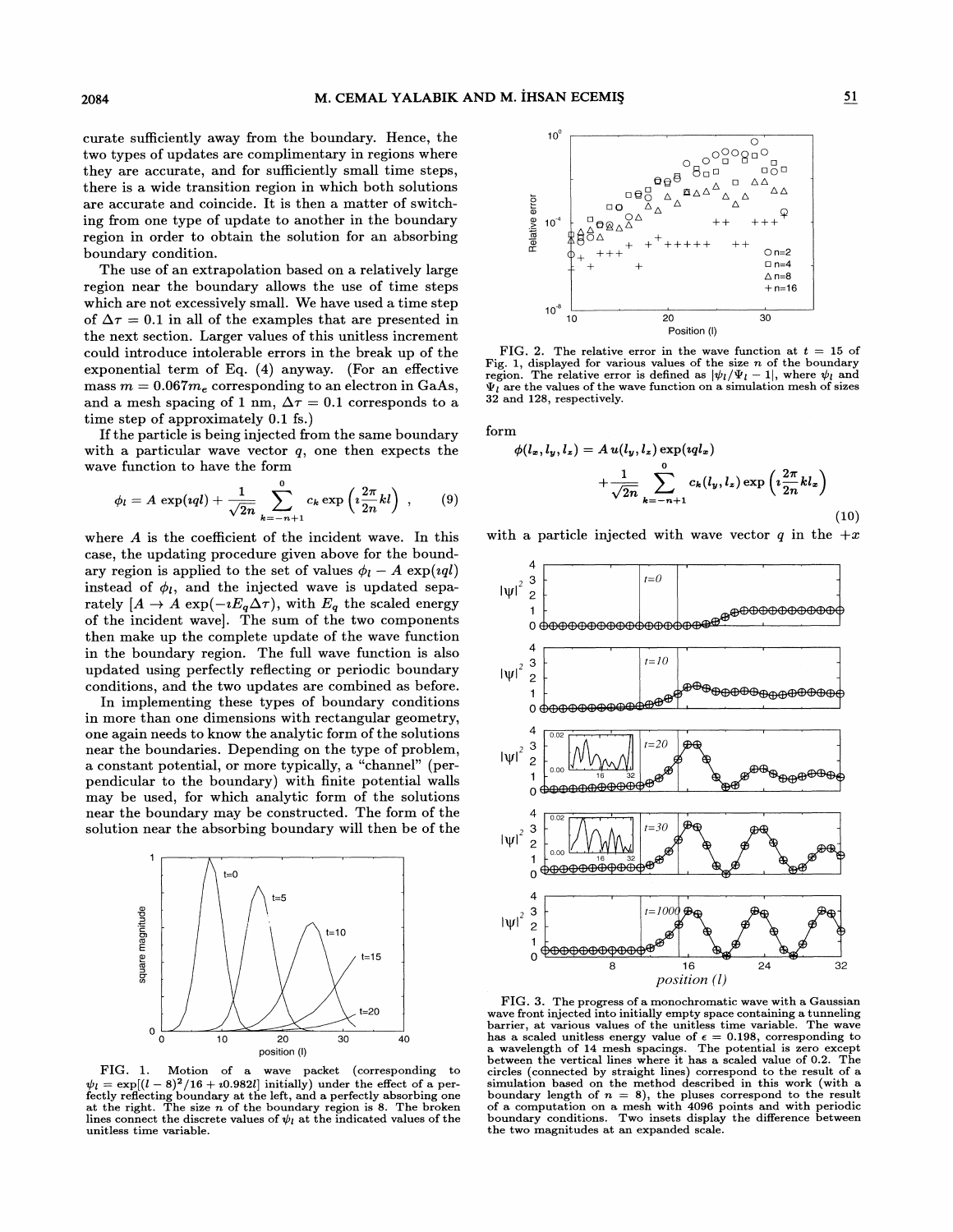curate sufficiently away from the boundary. Hence, the two types of updates are complimentary in regions where they are accurate, and for sufficiently small time steps, there is a wide transition region in which both solutions are accurate and coincide. It is then a matter of switching from one type of update to another in the boundary region in order to obtain the solution for an absorbing boundary condition.

The use of an extrapolation based on a relatively large region near the boundary allows the use of time steps which are not excessively small. We have used a time step of $\Delta\tau = 0.1$ in all of the examples that are presented in the next section. Larger values of this unitless increment could introduce intolerable errors in the break up of the exponential term of Eq. (4) anyway. (For an effective mass $m = 0.067m_e$ corresponding to an electron in GaAs, and a mesh spacing of 1 nm, $\Delta\tau = 0.1$ corresponds to a time step of approximately 0.1 fs.)

If the particle is being injected from the same boundary with a particular wave vector $q$, one then expects the wave function to have the form

$$\phi_l = A\,\exp(\imath ql) + \frac{1}{\sqrt{2n}}\sum_{k=-n+1}^{0} c_k \exp\left(\imath\frac{2\pi}{2n}kl\right)\,, \qquad (9)$$

where $A$ is the coefficient of the incident wave. In this case, the updating procedure given above for the boundary region is applied to the set of values $\phi_l - A\exp(\imath ql)$ instead of $\phi_l$, and the injected wave is updated separately [$A \to A\exp(-\imath E_q\Delta\tau)$, with $E_q$ the scaled energy of the incident wave]. The sum of the two components then make up the complete update of the wave function in the boundary region. The full wave function is also updated using perfectly reflecting or periodic boundary conditions, and the two updates are combined as before.

In implementing these types of boundary conditions in more than one dimensions with rectangular geometry, one again needs to know the analytic form of the solutions near the boundaries. Depending on the type of problem, a constant potential, or more typically, a "channel" (perpendicular to the boundary) with finite potential walls may be used, for which analytic form of the solutions near the boundary may be constructed. The form of the solution near the absorbing boundary will then be of the form

$$\phi(l_x,l_y,l_z) = A\,u(l_y,l_z)\exp(\imath ql_x) + \frac{1}{\sqrt{2n}}\sum_{k=-n+1}^{0} c_k(l_y,l_z)\exp\left(\imath\frac{2\pi}{2n}kl_x\right) \qquad (10)$$

with a particle injected with wave vector $q$ in the $+x$

FIG. 1. Motion of a wave packet (corresponding to $\psi_l = \exp[(l-8)^2/16 + \imath 0.982l]$ initially) under the effect of a perfectly reflecting boundary at the left, and a perfectly absorbing one at the right. The size $n$ of the boundary region is 8. The broken lines connect the discrete values of $\psi_l$ at the indicated values of the unitless time variable.

FIG. 2. The relative error in the wave function at $t = 15$ of Fig. 1, displayed for various values of the size $n$ of the boundary region. The relative error is defined as $|\psi_l/\Psi_l - 1|$, where $\psi_l$ and $\Psi_l$ are the values of the wave function on a simulation mesh of sizes 32 and 128, respectively.

FIG. 3. The progress of a monochromatic wave with a Gaussian wave front injected into initially empty space containing a tunneling barrier, at various values of the unitless time variable. The wave has a scaled unitless energy value of $\epsilon = 0.198$, corresponding to a wavelength of 14 mesh spacings. The potential is zero except between the vertical lines where it has a scaled value of 0.2. The circles (connected by straight lines) correspond to the result of a simulation based on the method described in this work (with a boundary length of $n = 8$), the pluses correspond to the result of a computation on a mesh with 4096 points and with periodic boundary conditions. Two insets display the difference between the two magnitudes at an expanded scale.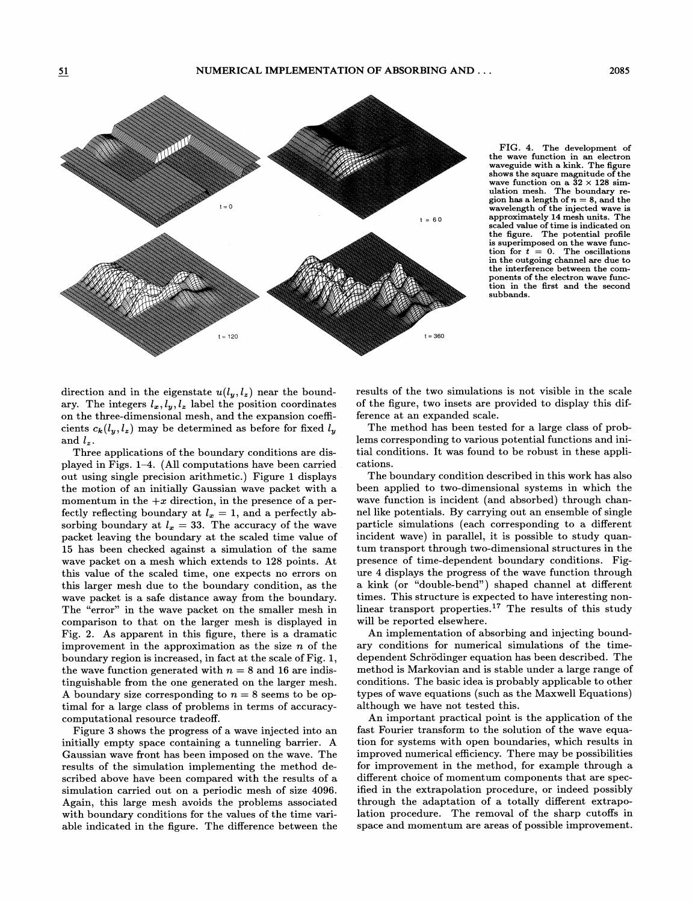FIG. 4. The development of the wave function in an electron waveguide with a kink. The figure shows the square magnitude of the wave function on a $32 \times 128$ simulation mesh. The boundary region has a length of $n = 8$, and the wavelength of the injected wave is approximately 14 mesh units. The scaled value of time is indicated on the figure. The potential profile is superimposed on the wave function for $t = 0$. The oscillations in the outgoing channel are due to the interference between the components of the electron wave function in the first and the second subbands.

direction and in the eigenstate $u(l_y, l_z)$ near the boundary. The integers $l_x, l_y, l_z$ label the position coordinates on the three-dimensional mesh, and the expansion coefficients $c_k(l_y, l_z)$ may be determined as before for fixed $l_y$ and $l_z$.

Three applications of the boundary conditions are displayed in Figs. 1–4. (All computations have been carried out using single precision arithmetic.) Figure 1 displays the motion of an initially Gaussian wave packet with a momentum in the $+x$ direction, in the presence of a perfectly reflecting boundary at $l_x = 1$, and a perfectly absorbing boundary at $l_x = 33$. The accuracy of the wave packet leaving the boundary at the scaled time value of 15 has been checked against a simulation of the same wave packet on a mesh which extends to 128 points. At this value of the scaled time, one expects no errors on this larger mesh due to the boundary condition, as the wave packet is a safe distance away from the boundary. The "error" in the wave packet on the smaller mesh in comparison to that on the larger mesh is displayed in Fig. 2. As apparent in this figure, there is a dramatic improvement in the approximation as the size $n$ of the boundary region is increased, in fact at the scale of Fig. 1, the wave function generated with $n = 8$ and 16 are indistinguishable from the one generated on the larger mesh. A boundary size corresponding to $n = 8$ seems to be optimal for a large class of problems in terms of accuracy-computational resource tradeoff.

Figure 3 shows the progress of a wave injected into an initially empty space containing a tunneling barrier. A Gaussian wave front has been imposed on the wave. The results of the simulation implementing the method described above have been compared with the results of a simulation carried out on a periodic mesh of size 4096. Again, this large mesh avoids the problems associated with boundary conditions for the values of the time variable indicated in the figure. The difference between the results of the two simulations is not visible in the scale of the figure, two insets are provided to display this difference at an expanded scale.

The method has been tested for a large class of problems corresponding to various potential functions and initial conditions. It was found to be robust in these applications.

The boundary condition described in this work has also been applied to two-dimensional systems in which the wave function is incident (and absorbed) through channel like potentials. By carrying out an ensemble of single particle simulations (each corresponding to a different incident wave) in parallel, it is possible to study quantum transport through two-dimensional structures in the presence of time-dependent boundary conditions. Figure 4 displays the progress of the wave function through a kink (or "double-bend") shaped channel at different times. This structure is expected to have interesting nonlinear transport properties.[17] The results of this study will be reported elsewhere.

An implementation of absorbing and injecting boundary conditions for numerical simulations of the time-dependent Schrödinger equation has been described. The method is Markovian and is stable under a large range of conditions. The basic idea is probably applicable to other types of wave equations (such as the Maxwell Equations) although we have not tested this.

An important practical point is the application of the fast Fourier transform to the solution of the wave equation for systems with open boundaries, which results in improved numerical efficiency. There may be possibilities for improvement in the method, for example through a different choice of momentum components that are specified in the extrapolation procedure, or indeed possibly through the adaptation of a totally different extrapolation procedure. The removal of the sharp cutoffs in space and momentum are areas of possible improvement.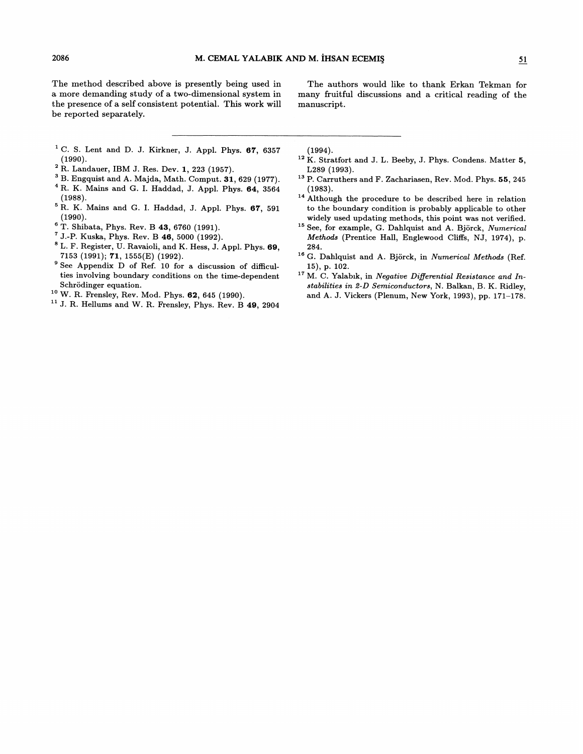The method described above is presently being used in a more demanding study of a two-dimensional system in the presence of a self consistent potential. This work will be reported separately.

The authors would like to thank Erkan Tekman for many fruitful discussions and a critical reading of the manuscript.

---

[1] C. S. Lent and D. J. Kirkner, J. Appl. Phys. **67**, 6357 (1990).

[2] R. Landauer, IBM J. Res. Dev. **1**, 223 (1957).

[3] B. Engquist and A. Majda, Math. Comput. **31**, 629 (1977).

[4] R. K. Mains and G. I. Haddad, J. Appl. Phys. **64**, 3564 (1988).

[5] R. K. Mains and G. I. Haddad, J. Appl. Phys. **67**, 591 (1990).

[6] T. Shibata, Phys. Rev. B **43**, 6760 (1991).

[7] J.-P. Kuska, Phys. Rev. B **46**, 5000 (1992).

[8] L. F. Register, U. Ravaioli, and K. Hess, J. Appl. Phys. **69**, 7153 (1991); **71**, 1555(E) (1992).

[9] See Appendix D of Ref. 10 for a discussion of difficulties involving boundary conditions on the time-dependent Schrödinger equation.

[10] W. R. Frensley, Rev. Mod. Phys. **62**, 645 (1990).

[11] J. R. Hellums and W. R. Frensley, Phys. Rev. B **49**, 2904 (1994).

[12] K. Stratfort and J. L. Beeby, J. Phys. Condens. Matter **5**, L289 (1993).

[13] P. Carruthers and F. Zachariasen, Rev. Mod. Phys. **55**, 245 (1983).

[14] Although the procedure to be described here in relation to the boundary condition is probably applicable to other widely used updating methods, this point was not verified.

[15] See, for example, G. Dahlquist and A. Björck, *Numerical Methods* (Prentice Hall, Englewood Cliffs, NJ, 1974), p. 284.

[16] G. Dahlquist and A. Björck, in *Numerical Methods* (Ref. 15), p. 102.

[17] M. C. Yalabık, in *Negative Differential Resistance and Instabilities in 2-D Semiconductors*, N. Balkan, B. K. Ridley, and A. J. Vickers (Plenum, New York, 1993), pp. 171–178.